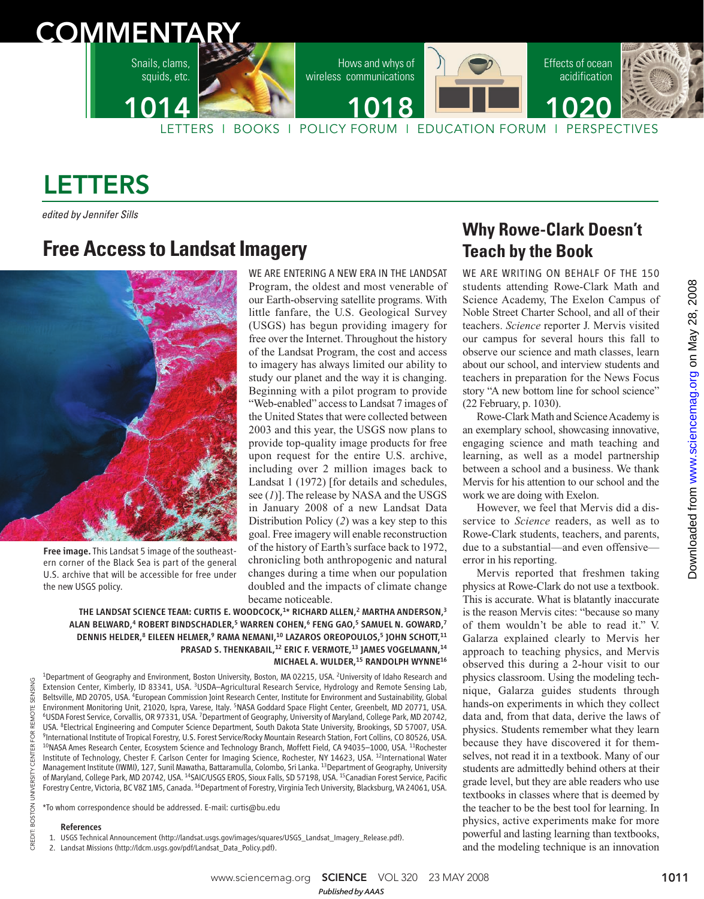# COMMENTARY

Snails, clams, squids, etc. 1014

Hows and whys of wireless communications 1018

Effects of ocean acidification 1020

LETTERS | BOOKS | POLICY FORUM | EDUCATION FORUM | PERSPECTIVES

# LETTERS

*edited by Jennifer Sills*

## Free Access to Landsat Imagery

**Free image.** This Landsat 5 image of the southeastern corner of the Black Sea is part of the general U.S. archive that will be accessible for free under the new USGS policy.

WE ARE ENTERING A NEW ERA IN THE LANDSAT Program, the oldest and most venerable of our Earth-observing satellite programs. With little fanfare, the U.S. Geological Survey (USGS) has begun providing imagery for free over the Internet. Throughout the history of the Landsat Program, the cost and access to imagery has always limited our ability to study our planet and the way it is changing. Beginning with a pilot program to provide "Web-enabled" access to Landsat 7 images of the United States that were collected between 2003 and this year, the USGS now plans to provide top-quality image products for free upon request for the entire U.S. archive, including over 2 million images back to Landsat 1 (1972) [for details and schedules, see (*1*)]. The release by NASA and the USGS in January 2008 of a new Landsat Data Distribution Policy (*2*) was a key step to this goal. Free imagery will enable reconstruction of the history of Earth's surface back to 1972, chronicling both anthropogenic and natural changes during a time when our population doubled and the impacts of climate change became noticeable.

**THE LANDSAT SCIENCE TEAM: CURTIS E. WOODCOCK,[1]* RICHARD ALLEN,[2] MARTHA ANDERSON,[3] ALAN BELWARD,[4] ROBERT BINDSCHADLER,[5] WARREN COHEN,[6] FENG GAO,[5] SAMUEL N. GOWARD,[7] DENNIS HELDER,[8] EILEEN HELMER,[9] RAMA NEMANI,[10] LAZAROS OREOPOULOS,[5] JOHN SCHOTT,[11] PRASAD S. THENKABAIL,[12] ERIC F. VERMOTE,[13] JAMES VOGELMANN,[14] MICHAEL A. WULDER,[15] RANDOLPH WYNNE[16]**

[1]Department of Geography and Environment, Boston University, Boston, MA 02215, USA. [2]University of Idaho Research and Extension Center, Kimberly, ID 83341, USA. [3]USDA–Agricultural Research Service, Hydrology and Remote Sensing Lab, Beltsville, MD 20705, USA. [4]European Commission Joint Research Center, Institute for Environment and Sustainability, Global Environment Monitoring Unit, 21020, Ispra, Varese, Italy. [5]NASA Goddard Space Flight Center, Greenbelt, MD 20771, USA. [6]USDA Forest Service, Corvallis, OR 97331, USA. [7]Department of Geography, University of Maryland, College Park, MD 20742, USA. [8]Electrical Engineering and Computer Science Department, South Dakota State University, Brookings, SD 57007, USA. [9]International Institute of Tropical Forestry, U.S. Forest Service/Rocky Mountain Research Station, Fort Collins, CO 80526, USA. [10]NASA Ames Research Center, Ecosystem Science and Technology Branch, Moffett Field, CA 94035–1000, USA. [11]Rochester Institute of Technology, Chester F. Carlson Center for Imaging Science, Rochester, NY 14623, USA. [12]International Water Management Institute (IWMI), 127, Sunil Mawatha, Battaramulla, Colombo, Sri Lanka. [13]Department of Geography, University of Maryland, College Park, MD 20742, USA. [14]SAIC/USGS EROS, Sioux Falls, SD 57198, USA. [15]Canadian Forest Service, Pacific Forestry Centre, Victoria, BC V8Z 1M5, Canada. [16]Department of Forestry, Virginia Tech University, Blacksburg, VA 24061, USA.

*To whom correspondence should be addressed. E-mail: curtis@bu.edu

### References

1. USGS Technical Announcement (http://landsat.usgs.gov/images/squares/USGS_Landsat_Imagery_Release.pdf).
2. Landsat Missions (http://ldcm.usgs.gov/pdf/Landsat_Data_Policy.pdf).

CREDIT: BOSTON UNIVERSITY CENTER FOR REMOTE SENSING

## Why Rowe-Clark Doesn't Teach by the Book

WE ARE WRITING ON BEHALF OF THE 150 students attending Rowe-Clark Math and Science Academy, The Exelon Campus of Noble Street Charter School, and all of their teachers. *Science* reporter J. Mervis visited our campus for several hours this fall to observe our science and math classes, learn about our school, and interview students and teachers in preparation for the News Focus story "A new bottom line for school science" (22 February, p. 1030).

Rowe-Clark Math and Science Academy is an exemplary school, showcasing innovative, engaging science and math teaching and learning, as well as a model partnership between a school and a business. We thank Mervis for his attention to our school and the work we are doing with Exelon.

However, we feel that Mervis did a disservice to *Science* readers, as well as to Rowe-Clark students, teachers, and parents, due to a substantial—and even offensive—error in his reporting.

Mervis reported that freshmen taking physics at Rowe-Clark do not use a textbook. This is accurate. What is blatantly inaccurate is the reason Mervis cites: "because so many of them wouldn't be able to read it." V. Galarza explained clearly to Mervis her approach to teaching physics, and Mervis observed this during a 2-hour visit to our physics classroom. Using the modeling technique, Galarza guides students through hands-on experiments in which they collect data and, from that data, derive the laws of physics. Students remember what they learn because they have discovered it for themselves, not read it in a textbook. Many of our students are admittedly behind others at their grade level, but they are able readers who use textbooks in classes where that is deemed by the teacher to be the best tool for learning. In physics, active experiments make for more powerful and lasting learning than textbooks, and the modeling technique is an innovation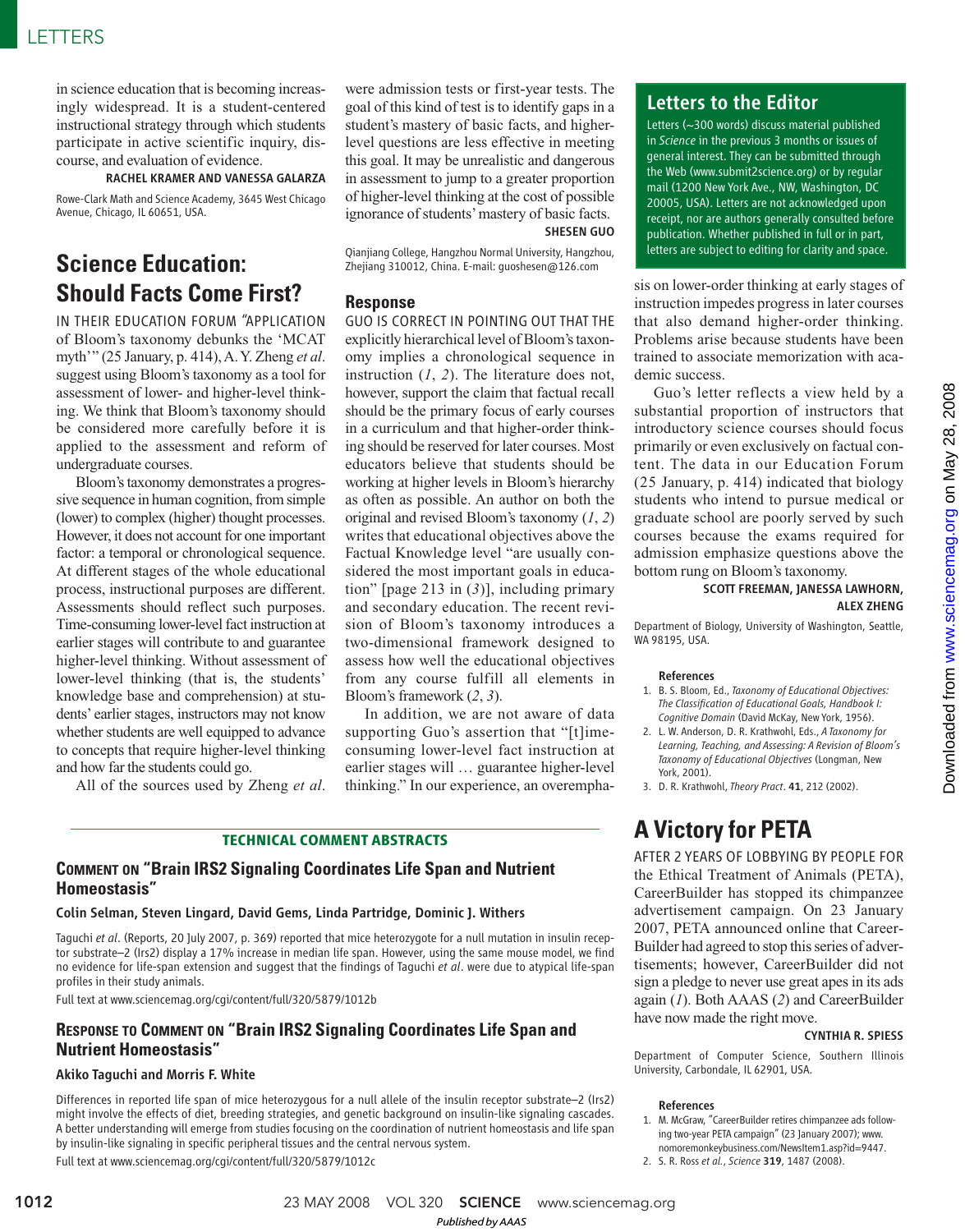in science education that is becoming increasingly widespread. It is a student-centered instructional strategy through which students participate in active scientific inquiry, discourse, and evaluation of evidence.

**RACHEL KRAMER AND VANESSA GALARZA**

Rowe-Clark Math and Science Academy, 3645 West Chicago Avenue, Chicago, IL 60651, USA.

## Science Education: Should Facts Come First?

IN THEIR EDUCATION FORUM "APPLICATION of Bloom's taxonomy debunks the 'MCAT myth'" (25 January, p. 414), A. Y. Zheng *et al.* suggest using Bloom's taxonomy as a tool for assessment of lower- and higher-level thinking. We think that Bloom's taxonomy should be considered more carefully before it is applied to the assessment and reform of undergraduate courses.

Bloom's taxonomy demonstrates a progressive sequence in human cognition, from simple (lower) to complex (higher) thought processes. However, it does not account for one important factor: a temporal or chronological sequence. At different stages of the whole educational process, instructional purposes are different. Assessments should reflect such purposes. Time-consuming lower-level fact instruction at earlier stages will contribute to and guarantee higher-level thinking. Without assessment of lower-level thinking (that is, the students' knowledge base and comprehension) at students' earlier stages, instructors may not know whether students are well equipped to advance to concepts that require higher-level thinking and how far the students could go.

All of the sources used by Zheng *et al.* were admission tests or first-year tests. The goal of this kind of test is to identify gaps in a student's mastery of basic facts, and higher-level questions are less effective in meeting this goal. It may be unrealistic and dangerous in assessment to jump to a greater proportion of higher-level thinking at the cost of possible ignorance of students' mastery of basic facts.

**SHESEN GUO**

Qianjiang College, Hangzhou Normal University, Hangzhou, Zhejiang 310012, China. E-mail: guoshesen@126.com

### Response

GUO IS CORRECT IN POINTING OUT THAT THE explicitly hierarchical level of Bloom's taxonomy implies a chronological sequence in instruction (*1*, *2*). The literature does not, however, support the claim that factual recall should be the primary focus of early courses in a curriculum and that higher-order thinking should be reserved for later courses. Most educators believe that students should be working at higher levels in Bloom's hierarchy as often as possible. An author on both the original and revised Bloom's taxonomy (*1*, *2*) writes that educational objectives above the Factual Knowledge level "are usually considered the most important goals in education" [page 213 in (*3*)], including primary and secondary education. The recent revision of Bloom's taxonomy introduces a two-dimensional framework designed to assess how well the educational objectives from any course fulfill all elements in Bloom's framework (*2*, *3*).

In addition, we are not aware of data supporting Guo's assertion that "[t]ime-consuming lower-level fact instruction at earlier stages will … guarantee higher-level thinking." In our experience, an overemphasis on lower-order thinking at early stages of instruction impedes progress in later courses that also demand higher-order thinking. Problems arise because students have been trained to associate memorization with academic success.

Guo's letter reflects a view held by a substantial proportion of instructors that introductory science courses should focus primarily or even exclusively on factual content. The data in our Education Forum (25 January, p. 414) indicated that biology students who intend to pursue medical or graduate school are poorly served by such courses because the exams required for admission emphasize questions above the bottom rung on Bloom's taxonomy.

**SCOTT FREEMAN, JANESSA LAWHORN, ALEX ZHENG**

Department of Biology, University of Washington, Seattle, WA 98195, USA.

**References**

1. B. S. Bloom, Ed., *Taxonomy of Educational Objectives: The Classification of Educational Goals, Handbook I: Cognitive Domain* (David McKay, New York, 1956).
2. L. W. Anderson, D. R. Krathwohl, Eds., *A Taxonomy for Learning, Teaching, and Assessing: A Revision of Bloom's Taxonomy of Educational Objectives* (Longman, New York, 2001).
3. D. R. Krathwohl, *Theory Pract.* **41**, 212 (2002).

## Letters to the Editor

Letters (~300 words) discuss material published in *Science* in the previous 3 months or issues of general interest. They can be submitted through the Web (www.submit2science.org) or by regular mail (1200 New York Ave., NW, Washington, DC 20005, USA). Letters are not acknowledged upon receipt, nor are authors generally consulted before publication. Whether published in full or in part, letters are subject to editing for clarity and space.

## A Victory for PETA

AFTER 2 YEARS OF LOBBYING BY PEOPLE FOR the Ethical Treatment of Animals (PETA), CareerBuilder has stopped its chimpanzee advertisement campaign. On 23 January 2007, PETA announced online that CareerBuilder had agreed to stop this series of advertisements; however, CareerBuilder did not sign a pledge to never use great apes in its ads again (*1*). Both AAAS (*2*) and CareerBuilder have now made the right move.

**CYNTHIA R. SPIESS**

Department of Computer Science, Southern Illinois University, Carbondale, IL 62901, USA.

**References**

1. M. McGraw, "CareerBuilder retires chimpanzee ads following two-year PETA campaign" (23 January 2007); www.nomoremonkeybusiness.com/NewsItem1.asp?id=9447.
2. S. R. Ross *et al.*, *Science* **319**, 1487 (2008).

## TECHNICAL COMMENT ABSTRACTS

### COMMENT ON "Brain IRS2 Signaling Coordinates Life Span and Nutrient Homeostasis"

**Colin Selman, Steven Lingard, David Gems, Linda Partridge, Dominic J. Withers**

Taguchi *et al.* (Reports, 20 July 2007, p. 369) reported that mice heterozygote for a null mutation in insulin receptor substrate–2 (Irs2) display a 17% increase in median life span. However, using the same mouse model, we find no evidence for life-span extension and suggest that the findings of Taguchi *et al.* were due to atypical life-span profiles in their study animals.

Full text at www.sciencemag.org/cgi/content/full/320/5879/1012b

### RESPONSE TO COMMENT ON "Brain IRS2 Signaling Coordinates Life Span and Nutrient Homeostasis"

**Akiko Taguchi and Morris F. White**

Differences in reported life span of mice heterozygous for a null allele of the insulin receptor substrate–2 (Irs2) might involve the effects of diet, breeding strategies, and genetic background on insulin-like signaling cascades. A better understanding will emerge from studies focusing on the coordination of nutrient homeostasis and life span by insulin-like signaling in specific peripheral tissues and the central nervous system.

Full text at www.sciencemag.org/cgi/content/full/320/5879/1012c